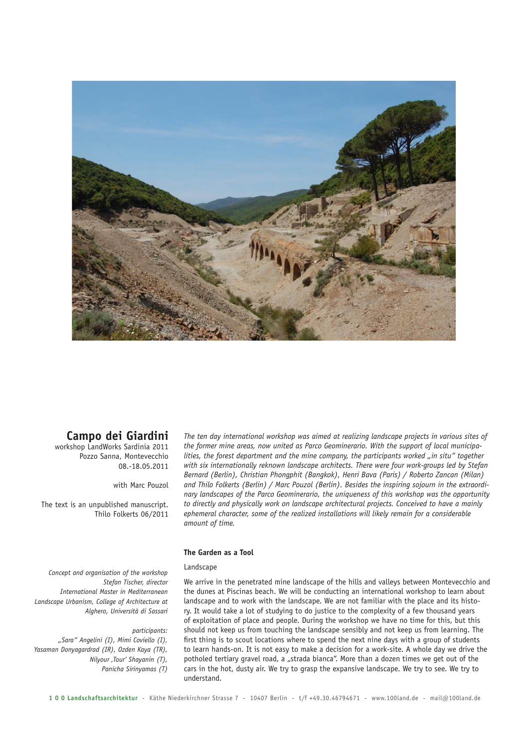# Campo dei Giardini

workshop LandWorks Sardinia 2011
Pozzo Sanna, Montevecchio
08.-18.05.2011

with Marc Pouzol

The text is an unpublished manuscript.
Thilo Folkerts 06/2011

*The ten day international workshop was aimed at realizing landscape projects in various sites of the former mine areas, now united as Parco Geominerario. With the support of local municipalities, the forest department and the mine company, the participants worked „in situ" together with six internationally reknown landscape architects. There were four work-groups led by Stefan Bernard (Berlin), Christian Phongphit (Bangkok), Henri Bava (Paris) / Roberto Zancan (Milan) and Thilo Folkerts (Berlin) / Marc Pouzol (Berlin). Besides the inspiring sojourn in the extraordinary landscapes of the Parco Geominerario, the uniqueness of this workshop was the opportunity to directly and physically work on landscape architectural projects. Conceived to have a mainly ephemeral character, some of the realized installations will likely remain for a considerable amount of time.*

*Concept and organisation of the workshop*
*Stefan Tischer, director*
*International Master in Mediterranean Landscape Urbanism, College of Architecture at Alghero, Università di Sassari*

*participants:*
*„Sara" Angelini (I), Mimi Coviello (I), Yasaman Donyagardrad (IR), Ozden Kaya (TR), Nilyour ,Tour' Shayanin (T), Panicha Sirinyamas (T)*

## The Garden as a Tool

### Landscape

We arrive in the penetrated mine landscape of the hills and valleys between Montevecchio and the dunes at Piscinas beach. We will be conducting an international workshop to learn about landscape and to work with the landscape. We are not familiar with the place and its history. It would take a lot of studying to do justice to the complexity of a few thousand years of exploitation of place and people. During the workshop we have no time for this, but this should not keep us from touching the landscape sensibly and not keep us from learning. The first thing is to scout locations where to spend the next nine days with a group of students to learn hands-on. It is not easy to make a decision for a work-site. A whole day we drive the potholed tertiary gravel road, a „strada bianca". More than a dozen times we get out of the cars in the hot, dusty air. We try to grasp the expansive landscape. We try to see. We try to understand.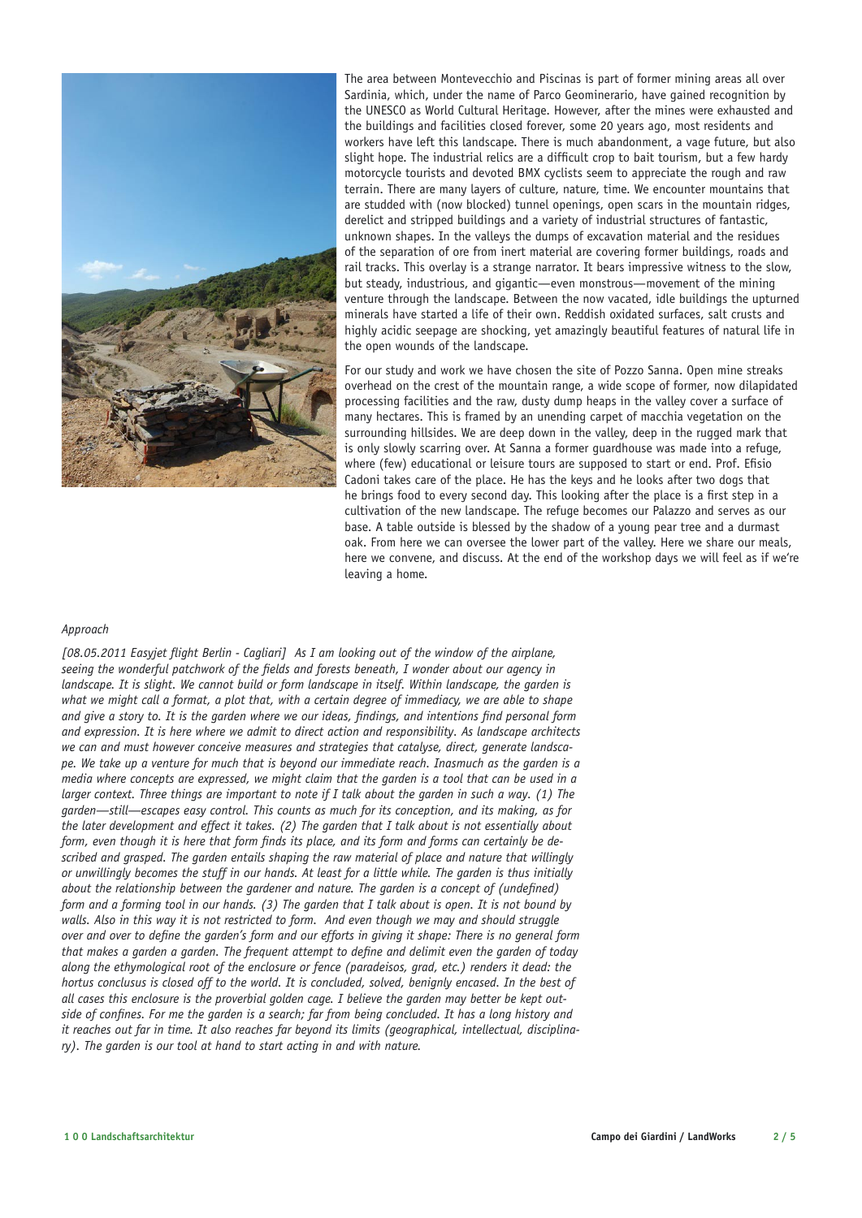The area between Montevecchio and Piscinas is part of former mining areas all over Sardinia, which, under the name of Parco Geominerario, have gained recognition by the UNESCO as World Cultural Heritage. However, after the mines were exhausted and the buildings and facilities closed forever, some 20 years ago, most residents and workers have left this landscape. There is much abandonment, a vage future, but also slight hope. The industrial relics are a difficult crop to bait tourism, but a few hardy motorcycle tourists and devoted BMX cyclists seem to appreciate the rough and raw terrain. There are many layers of culture, nature, time. We encounter mountains that are studded with (now blocked) tunnel openings, open scars in the mountain ridges, derelict and stripped buildings and a variety of industrial structures of fantastic, unknown shapes. In the valleys the dumps of excavation material and the residues of the separation of ore from inert material are covering former buildings, roads and rail tracks. This overlay is a strange narrator. It bears impressive witness to the slow, but steady, industrious, and gigantic—even monstrous—movement of the mining venture through the landscape. Between the now vacated, idle buildings the upturned minerals have started a life of their own. Reddish oxidated surfaces, salt crusts and highly acidic seepage are shocking, yet amazingly beautiful features of natural life in the open wounds of the landscape.

For our study and work we have chosen the site of Pozzo Sanna. Open mine streaks overhead on the crest of the mountain range, a wide scope of former, now dilapidated processing facilities and the raw, dusty dump heaps in the valley cover a surface of many hectares. This is framed by an unending carpet of macchia vegetation on the surrounding hillsides. We are deep down in the valley, deep in the rugged mark that is only slowly scarring over. At Sanna a former guardhouse was made into a refuge, where (few) educational or leisure tours are supposed to start or end. Prof. Efisio Cadoni takes care of the place. He has the keys and he looks after two dogs that he brings food to every second day. This looking after the place is a first step in a cultivation of the new landscape. The refuge becomes our Palazzo and serves as our base. A table outside is blessed by the shadow of a young pear tree and a durmast oak. From here we can oversee the lower part of the valley. Here we share our meals, here we convene, and discuss. At the end of the workshop days we will feel as if we're leaving a home.

*Approach*

*[08.05.2011 Easyjet flight Berlin - Cagliari] As I am looking out of the window of the airplane, seeing the wonderful patchwork of the fields and forests beneath, I wonder about our agency in landscape. It is slight. We cannot build or form landscape in itself. Within landscape, the garden is what we might call a format, a plot that, with a certain degree of immediacy, we are able to shape and give a story to. It is the garden where we our ideas, findings, and intentions find personal form and expression. It is here where we admit to direct action and responsibility. As landscape architects we can and must however conceive measures and strategies that catalyse, direct, generate landscape. We take up a venture for much that is beyond our immediate reach. Inasmuch as the garden is a media where concepts are expressed, we might claim that the garden is a tool that can be used in a larger context. Three things are important to note if I talk about the garden in such a way. (1) The garden—still—escapes easy control. This counts as much for its conception, and its making, as for the later development and effect it takes. (2) The garden that I talk about is not essentially about form, even though it is here that form finds its place, and its form and forms can certainly be described and grasped. The garden entails shaping the raw material of place and nature that willingly or unwillingly becomes the stuff in our hands. At least for a little while. The garden is thus initially about the relationship between the gardener and nature. The garden is a concept of (undefined) form and a forming tool in our hands. (3) The garden that I talk about is open. It is not bound by walls. Also in this way it is not restricted to form. And even though we may and should struggle over and over to define the garden's form and our efforts in giving it shape: There is no general form that makes a garden a garden. The frequent attempt to define and delimit even the garden of today along the ethymological root of the enclosure or fence (paradeisos, grad, etc.) renders it dead: the hortus conclusus is closed off to the world. It is concluded, solved, benignly encased. In the best of all cases this enclosure is the proverbial golden cage. I believe the garden may better be kept outside of confines. For me the garden is a search; far from being concluded. It has a long history and it reaches out far in time. It also reaches far beyond its limits (geographical, intellectual, disciplinary). The garden is our tool at hand to start acting in and with nature.*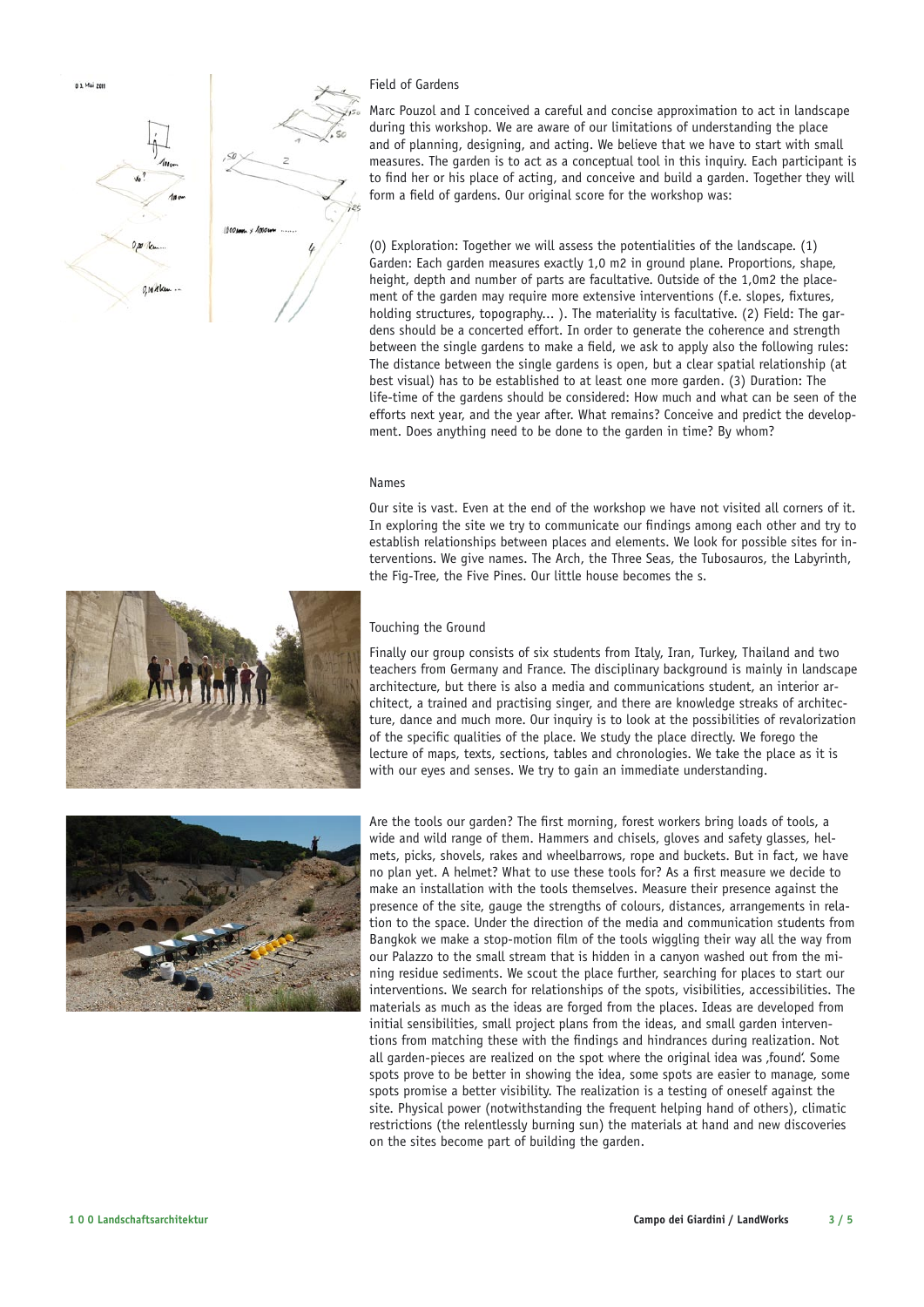## Field of Gardens

Marc Pouzol and I conceived a careful and concise approximation to act in landscape during this workshop. We are aware of our limitations of understanding the place and of planning, designing, and acting. We believe that we have to start with small measures. The garden is to act as a conceptual tool in this inquiry. Each participant is to find her or his place of acting, and conceive and build a garden. Together they will form a field of gardens. Our original score for the workshop was:

(0) Exploration: Together we will assess the potentialities of the landscape. (1) Garden: Each garden measures exactly 1,0 m2 in ground plane. Proportions, shape, height, depth and number of parts are facultative. Outside of the 1,0m2 the placement of the garden may require more extensive interventions (f.e. slopes, fixtures, holding structures, topography... ). The materiality is facultative. (2) Field: The gardens should be a concerted effort. In order to generate the coherence and strength between the single gardens to make a field, we ask to apply also the following rules: The distance between the single gardens is open, but a clear spatial relationship (at best visual) has to be established to at least one more garden. (3) Duration: The life-time of the gardens should be considered: How much and what can be seen of the efforts next year, and the year after. What remains? Conceive and predict the development. Does anything need to be done to the garden in time? By whom?

## Names

Our site is vast. Even at the end of the workshop we have not visited all corners of it. In exploring the site we try to communicate our findings among each other and try to establish relationships between places and elements. We look for possible sites for interventions. We give names. The Arch, the Three Seas, the Tubosauros, the Labyrinth, the Fig-Tree, the Five Pines. Our little house becomes the s.

## Touching the Ground

Finally our group consists of six students from Italy, Iran, Turkey, Thailand and two teachers from Germany and France. The disciplinary background is mainly in landscape architecture, but there is also a media and communications student, an interior architect, a trained and practising singer, and there are knowledge streaks of architecture, dance and much more. Our inquiry is to look at the possibilities of revalorization of the specific qualities of the place. We study the place directly. We forego the lecture of maps, texts, sections, tables and chronologies. We take the place as it is with our eyes and senses. We try to gain an immediate understanding.

Are the tools our garden? The first morning, forest workers bring loads of tools, a wide and wild range of them. Hammers and chisels, gloves and safety glasses, helmets, picks, shovels, rakes and wheelbarrows, rope and buckets. But in fact, we have no plan yet. A helmet? What to use these tools for? As a first measure we decide to make an installation with the tools themselves. Measure their presence against the presence of the site, gauge the strengths of colours, distances, arrangements in relation to the space. Under the direction of the media and communication students from Bangkok we make a stop-motion film of the tools wiggling their way all the way from our Palazzo to the small stream that is hidden in a canyon washed out from the mining residue sediments. We scout the place further, searching for places to start our interventions. We search for relationships of the spots, visibilities, accessibilities. The materials as much as the ideas are forged from the places. Ideas are developed from initial sensibilities, small project plans from the ideas, and small garden interventions from matching these with the findings and hindrances during realization. Not all garden-pieces are realized on the spot where the original idea was ‚found'. Some spots prove to be better in showing the idea, some spots are easier to manage, some spots promise a better visibility. The realization is a testing of oneself against the site. Physical power (notwithstanding the frequent helping hand of others), climatic restrictions (the relentlessly burning sun) the materials at hand and new discoveries on the sites become part of building the garden.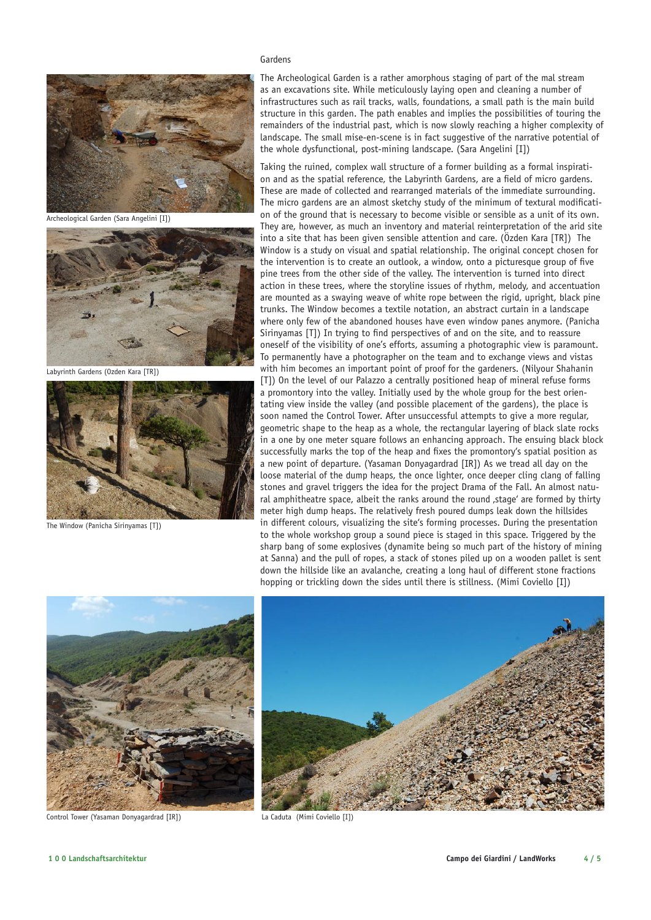## Gardens

The Archeological Garden is a rather amorphous staging of part of the mal stream as an excavations site. While meticulously laying open and cleaning a number of infrastructures such as rail tracks, walls, foundations, a small path is the main build structure in this garden. The path enables and implies the possibilities of touring the remainders of the industrial past, which is now slowly reaching a higher complexity of landscape. The small mise-en-scene is in fact suggestive of the narrative potential of the whole dysfunctional, post-mining landscape. (Sara Angelini [I])

Taking the ruined, complex wall structure of a former building as a formal inspiration and as the spatial reference, the Labyrinth Gardens, are a field of micro gardens. These are made of collected and rearranged materials of the immediate surrounding. The micro gardens are an almost sketchy study of the minimum of textural modification of the ground that is necessary to become visible or sensible as a unit of its own. They are, however, as much an inventory and material reinterpretation of the arid site into a site that has been given sensible attention and care. (Özden Kara [TR]) The Window is a study on visual and spatial relationship. The original concept chosen for the intervention is to create an outlook, a window, onto a picturesque group of five pine trees from the other side of the valley. The intervention is turned into direct action in these trees, where the storyline issues of rhythm, melody, and accentuation are mounted as a swaying weave of white rope between the rigid, upright, black pine trunks. The Window becomes a textile notation, an abstract curtain in a landscape where only few of the abandoned houses have even window panes anymore. (Panicha Sirinyamas [T]) In trying to find perspectives of and on the site, and to reassure oneself of the visibility of one's efforts, assuming a photographic view is paramount. To permanently have a photographer on the team and to exchange views and vistas with him becomes an important point of proof for the gardeners. (Nilyour Shahanin [T]) On the level of our Palazzo a centrally positioned heap of mineral refuse forms a promontory into the valley. Initially used by the whole group for the best orientating view inside the valley (and possible placement of the gardens), the place is soon named the Control Tower. After unsuccessful attempts to give a more regular, geometric shape to the heap as a whole, the rectangular layering of black slate rocks in a one by one meter square follows an enhancing approach. The ensuing black block successfully marks the top of the heap and fixes the promontory's spatial position as a new point of departure. (Yasaman Donyagardrad [IR]) As we tread all day on the loose material of the dump heaps, the once lighter, once deeper cling clang of falling stones and gravel triggers the idea for the project Drama of the Fall. An almost natural amphitheatre space, albeit the ranks around the round ‚stage' are formed by thirty meter high dump heaps. The relatively fresh poured dumps leak down the hillsides in different colours, visualizing the site's forming processes. During the presentation to the whole workshop group a sound piece is staged in this space. Triggered by the sharp bang of some explosives (dynamite being so much part of the history of mining at Sanna) and the pull of ropes, a stack of stones piled up on a wooden pallet is sent down the hillside like an avalanche, creating a long haul of different stone fractions hopping or trickling down the sides until there is stillness. (Mimi Coviello [I])

Archeological Garden (Sara Angelini [I])

Labyrinth Gardens (Ozden Kara [TR])

The Window (Panicha Sirinyamas [T])

Control Tower (Yasaman Donyagardrad [IR])

La Caduta (Mimi Coviello [I])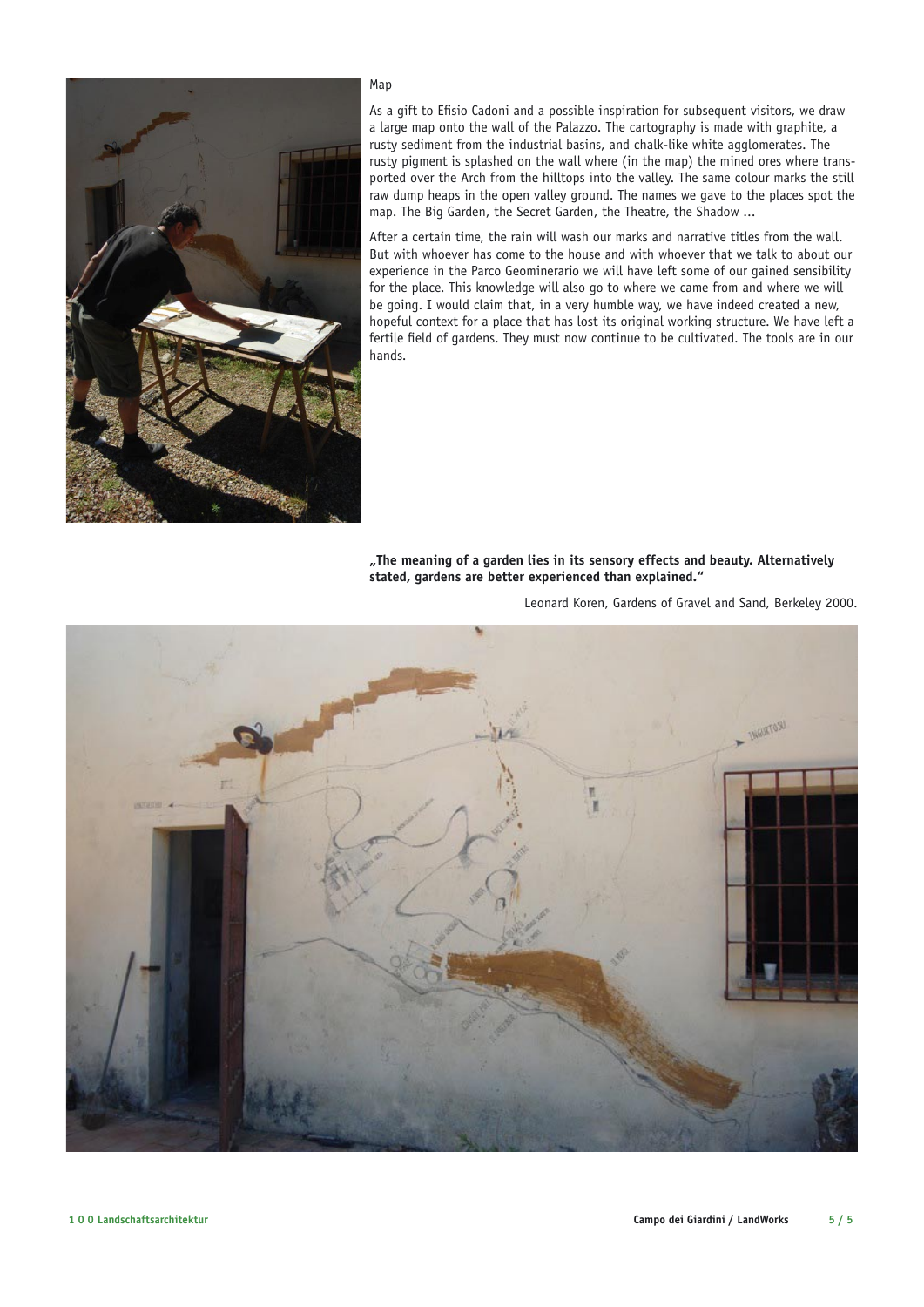Map

As a gift to Efisio Cadoni and a possible inspiration for subsequent visitors, we draw a large map onto the wall of the Palazzo. The cartography is made with graphite, a rusty sediment from the industrial basins, and chalk-like white agglomerates. The rusty pigment is splashed on the wall where (in the map) the mined ores where transported over the Arch from the hilltops into the valley. The same colour marks the still raw dump heaps in the open valley ground. The names we gave to the places spot the map. The Big Garden, the Secret Garden, the Theatre, the Shadow ...

After a certain time, the rain will wash our marks and narrative titles from the wall. But with whoever has come to the house and with whoever that we talk to about our experience in the Parco Geominerario we will have left some of our gained sensibility for the place. This knowledge will also go to where we came from and where we will be going. I would claim that, in a very humble way, we have indeed created a new, hopeful context for a place that has lost its original working structure. We have left a fertile field of gardens. They must now continue to be cultivated. The tools are in our hands.

**„The meaning of a garden lies in its sensory effects and beauty. Alternatively stated, gardens are better experienced than explained."**

Leonard Koren, Gardens of Gravel and Sand, Berkeley 2000.